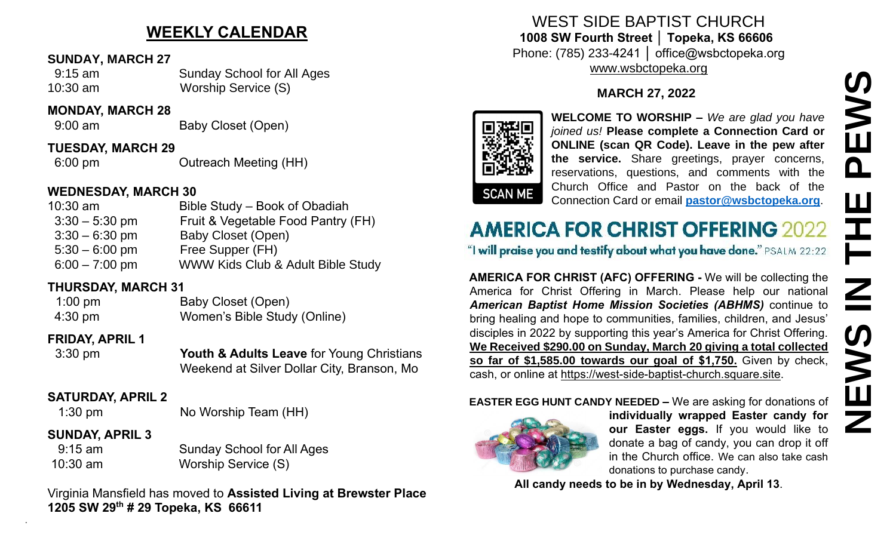# WEEKLY CALENDAR

**SUNDAY, MARCH 27**

9:15 am Sunday School for All Ages
10:30 am Worship Service (S)

**MONDAY, MARCH 28**

9:00 am Baby Closet (Open)

**TUESDAY, MARCH 29**

6:00 pm Outreach Meeting (HH)

**WEDNESDAY, MARCH 30**

10:30 am Bible Study – Book of Obadiah
3:30 – 5:30 pm Fruit & Vegetable Food Pantry (FH)
3:30 – 6:30 pm Baby Closet (Open)
5:30 – 6:00 pm Free Supper (FH)
6:00 – 7:00 pm WWW Kids Club & Adult Bible Study

**THURSDAY, MARCH 31**

1:00 pm Baby Closet (Open)
4:30 pm Women's Bible Study (Online)

**FRIDAY, APRIL 1**

3:30 pm **Youth & Adults Leave** for Young Christians Weekend at Silver Dollar City, Branson, Mo

**SATURDAY, APRIL 2**

1:30 pm No Worship Team (HH)

**SUNDAY, APRIL 3**

9:15 am Sunday School for All Ages
10:30 am Worship Service (S)

Virginia Mansfield has moved to **Assisted Living at Brewster Place 1205 SW 29th # 29 Topeka, KS 66611**

WEST SIDE BAPTIST CHURCH
**1008 SW Fourth Street │ Topeka, KS 66606**
Phone: (785) 233-4241 │ office@wsbctopeka.org
www.wsbctopeka.org

**MARCH 27, 2022**

SCAN ME

**WELCOME TO WORSHIP –** *We are glad you have joined us!* **Please complete a Connection Card or ONLINE (scan QR Code). Leave in the pew after the service.** Share greetings, prayer concerns, reservations, questions, and comments with the Church Office and Pastor on the back of the Connection Card or email **pastor@wsbctopeka.org**.

## AMERICA FOR CHRIST OFFERING 2022

"I will praise you and testify about what you have done." PSALM 22:22

**AMERICA FOR CHRIST (AFC) OFFERING -** We will be collecting the America for Christ Offering in March. Please help our national ***American Baptist Home Mission Societies (ABHMS)*** continue to bring healing and hope to communities, families, children, and Jesus' disciples in 2022 by supporting this year's America for Christ Offering. **We Received $290.00 on Sunday, March 20 giving a total collected so far of $1,585.00 towards our goal of $1,750.** Given by check, cash, or online at https://west-side-baptist-church.square.site.

**EASTER EGG HUNT CANDY NEEDED –** We are asking for donations of **individually wrapped Easter candy for our Easter eggs.** If you would like to donate a bag of candy, you can drop it off in the Church office. We can also take cash donations to purchase candy.

**All candy needs to be in by Wednesday, April 13**.

# NEWS IN THE PEWS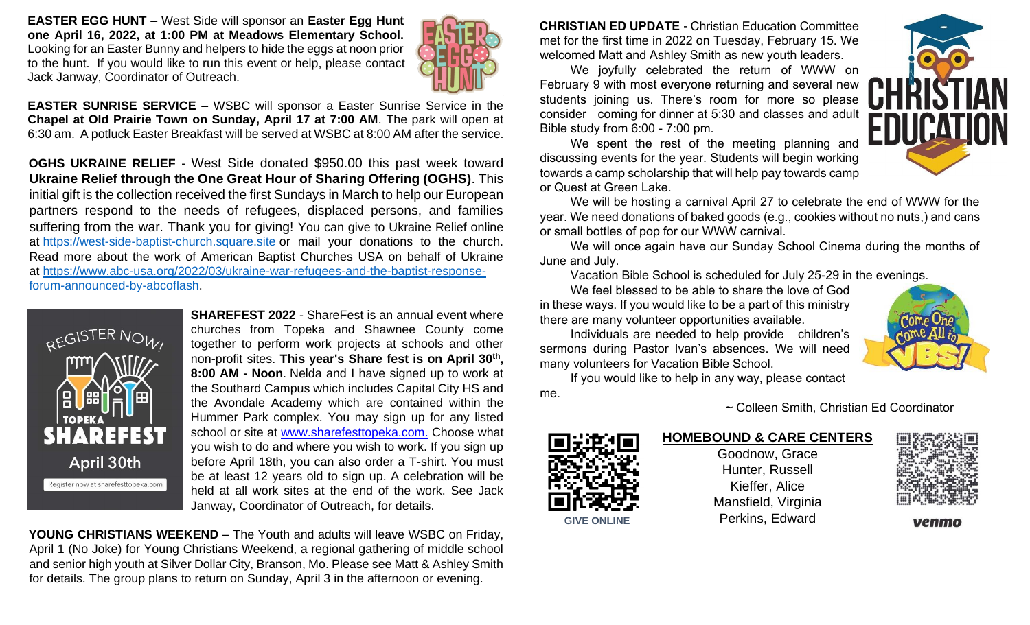**EASTER EGG HUNT** – West Side will sponsor an **Easter Egg Hunt one April 16, 2022, at 1:00 PM at Meadows Elementary School.** Looking for an Easter Bunny and helpers to hide the eggs at noon prior to the hunt. If you would like to run this event or help, please contact Jack Janway, Coordinator of Outreach.

**EASTER SUNRISE SERVICE** – WSBC will sponsor a Easter Sunrise Service in the **Chapel at Old Prairie Town on Sunday, April 17 at 7:00 AM**. The park will open at 6:30 am. A potluck Easter Breakfast will be served at WSBC at 8:00 AM after the service.

**OGHS UKRAINE RELIEF** - West Side donated $950.00 this past week toward **Ukraine Relief through the One Great Hour of Sharing Offering (OGHS)**. This initial gift is the collection received the first Sundays in March to help our European partners respond to the needs of refugees, displaced persons, and families suffering from the war. Thank you for giving! You can give to Ukraine Relief online at https://west-side-baptist-church.square.site or mail your donations to the church. Read more about the work of American Baptist Churches USA on behalf of Ukraine at https://www.abc-usa.org/2022/03/ukraine-war-refugees-and-the-baptist-response-forum-announced-by-abcoflash.

REGISTER NOW! TOPEKA SHAREFEST April 30th Register now at sharefesttopeka.com

**SHAREFEST 2022** - ShareFest is an annual event where churches from Topeka and Shawnee County come together to perform work projects at schools and other non-profit sites. **This year's Share fest is on April 30th, 8:00 AM - Noon**. Nelda and I have signed up to work at the Southard Campus which includes Capital City HS and the Avondale Academy which are contained within the Hummer Park complex. You may sign up for any listed school or site at www.sharefesttopeka.com. Choose what you wish to do and where you wish to work. If you sign up before April 18th, you can also order a T-shirt. You must be at least 12 years old to sign up. A celebration will be held at all work sites at the end of the work. See Jack Janway, Coordinator of Outreach, for details.

**YOUNG CHRISTIANS WEEKEND** – The Youth and adults will leave WSBC on Friday, April 1 (No Joke) for Young Christians Weekend, a regional gathering of middle school and senior high youth at Silver Dollar City, Branson, Mo. Please see Matt & Ashley Smith for details. The group plans to return on Sunday, April 3 in the afternoon or evening.

**CHRISTIAN ED UPDATE -** Christian Education Committee met for the first time in 2022 on Tuesday, February 15. We welcomed Matt and Ashley Smith as new youth leaders.

We joyfully celebrated the return of WWW on February 9 with most everyone returning and several new students joining us. There's room for more so please consider coming for dinner at 5:30 and classes and adult Bible study from 6:00 - 7:00 pm.

We spent the rest of the meeting planning and discussing events for the year. Students will begin working towards a camp scholarship that will help pay towards camp or Quest at Green Lake.

We will be hosting a carnival April 27 to celebrate the end of WWW for the year. We need donations of baked goods (e.g., cookies without no nuts,) and cans or small bottles of pop for our WWW carnival.

We will once again have our Sunday School Cinema during the months of June and July.

Vacation Bible School is scheduled for July 25-29 in the evenings.

We feel blessed to be able to share the love of God in these ways. If you would like to be a part of this ministry there are many volunteer opportunities available.

Individuals are needed to help provide children's sermons during Pastor Ivan's absences. We will need many volunteers for Vacation Bible School.

If you would like to help in any way, please contact me.

~ Colleen Smith, Christian Ed Coordinator

GIVE ONLINE

**HOMEBOUND & CARE CENTERS**

Goodnow, Grace
Hunter, Russell
Kieffer, Alice
Mansfield, Virginia
Perkins, Edward

venmo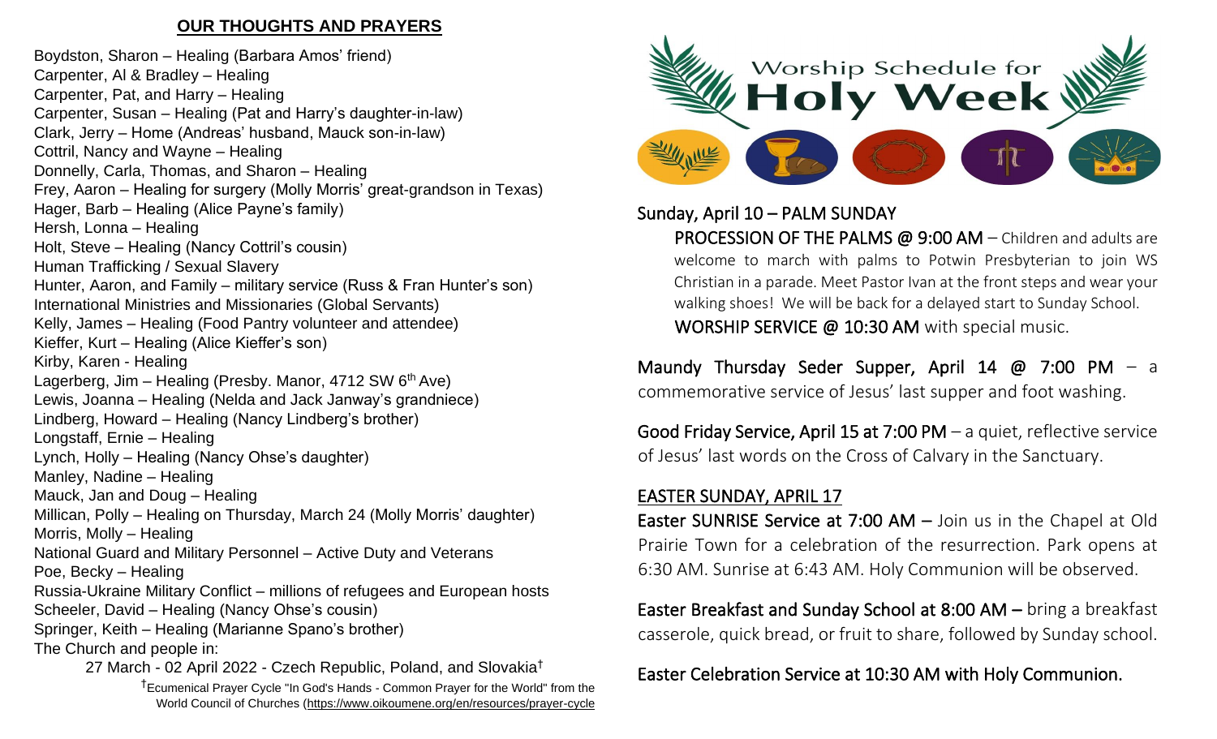## OUR THOUGHTS AND PRAYERS

Boydston, Sharon – Healing (Barbara Amos' friend)
Carpenter, Al & Bradley – Healing
Carpenter, Pat, and Harry – Healing
Carpenter, Susan – Healing (Pat and Harry's daughter-in-law)
Clark, Jerry – Home (Andreas' husband, Mauck son-in-law)
Cottril, Nancy and Wayne – Healing
Donnelly, Carla, Thomas, and Sharon – Healing
Frey, Aaron – Healing for surgery (Molly Morris' great-grandson in Texas)
Hager, Barb – Healing (Alice Payne's family)
Hersh, Lonna – Healing
Holt, Steve – Healing (Nancy Cottril's cousin)
Human Trafficking / Sexual Slavery
Hunter, Aaron, and Family – military service (Russ & Fran Hunter's son)
International Ministries and Missionaries (Global Servants)
Kelly, James – Healing (Food Pantry volunteer and attendee)
Kieffer, Kurt – Healing (Alice Kieffer's son)
Kirby, Karen - Healing
Lagerberg, Jim – Healing (Presby. Manor, 4712 SW 6th Ave)
Lewis, Joanna – Healing (Nelda and Jack Janway's grandniece)
Lindberg, Howard – Healing (Nancy Lindberg's brother)
Longstaff, Ernie – Healing
Lynch, Holly – Healing (Nancy Ohse's daughter)
Manley, Nadine – Healing
Mauck, Jan and Doug – Healing
Millican, Polly – Healing on Thursday, March 24 (Molly Morris' daughter)
Morris, Molly – Healing
National Guard and Military Personnel – Active Duty and Veterans
Poe, Becky – Healing
Russia-Ukraine Military Conflict – millions of refugees and European hosts
Scheeler, David – Healing (Nancy Ohse's cousin)
Springer, Keith – Healing (Marianne Spano's brother)
The Church and people in:

27 March - 02 April 2022 - Czech Republic, Poland, and Slovakia†

†Ecumenical Prayer Cycle "In God's Hands - Common Prayer for the World" from the World Council of Churches (https://www.oikoumene.org/en/resources/prayer-cycle

## Worship Schedule for Holy Week

**Sunday, April 10 – PALM SUNDAY**

**PROCESSION OF THE PALMS @ 9:00 AM** – Children and adults are welcome to march with palms to Potwin Presbyterian to join WS Christian in a parade. Meet Pastor Ivan at the front steps and wear your walking shoes! We will be back for a delayed start to Sunday School.

**WORSHIP SERVICE @ 10:30 AM** with special music.

**Maundy Thursday Seder Supper, April 14 @ 7:00 PM** – a commemorative service of Jesus' last supper and foot washing.

**Good Friday Service, April 15 at 7:00 PM** – a quiet, reflective service of Jesus' last words on the Cross of Calvary in the Sanctuary.

**EASTER SUNDAY, APRIL 17**

**Easter SUNRISE Service at 7:00 AM** – Join us in the Chapel at Old Prairie Town for a celebration of the resurrection. Park opens at 6:30 AM. Sunrise at 6:43 AM. Holy Communion will be observed.

**Easter Breakfast and Sunday School at 8:00 AM** – bring a breakfast casserole, quick bread, or fruit to share, followed by Sunday school.

**Easter Celebration Service at 10:30 AM with Holy Communion.**